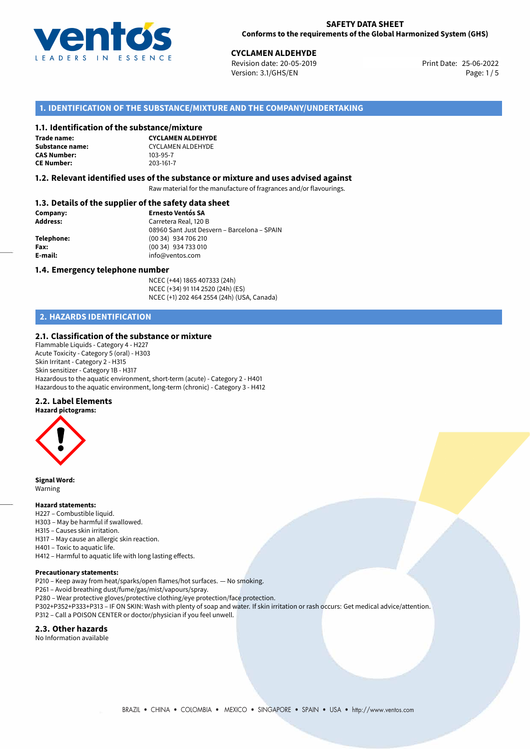**SAFETY DATA SHEET**
**Conforms to the requirements of the Global Harmonized System (GHS)**

**CYCLAMEN ALDEHYDE**
Revision date: 20-05-2019
Version: 3.1/GHS/EN
Print Date: 25-06-2022

## 1. IDENTIFICATION OF THE SUBSTANCE/MIXTURE AND THE COMPANY/UNDERTAKING

### 1.1. Identification of the substance/mixture

**Trade name:** **CYCLAMEN ALDEHYDE**
**Substance name:** CYCLAMEN ALDEHYDE
**CAS Number:** 103-95-7
**CE Number:** 203-161-7

### 1.2. Relevant identified uses of the substance or mixture and uses advised against

Raw material for the manufacture of fragrances and/or flavourings.

### 1.3. Details of the supplier of the safety data sheet

**Company:** **Ernesto Ventós SA**
**Address:** Carretera Real, 120 B
08960 Sant Just Desvern – Barcelona – SPAIN
**Telephone:** (00 34) 934 706 210
**Fax:** (00 34) 934 733 010
**E-mail:** info@ventos.com

### 1.4. Emergency telephone number

NCEC (+44) 1865 407333 (24h)
NCEC (+34) 91 114 2520 (24h) (ES)
NCEC (+1) 202 464 2554 (24h) (USA, Canada)

## 2. HAZARDS IDENTIFICATION

### 2.1. Classification of the substance or mixture

Flammable Liquids - Category 4 - H227
Acute Toxicity - Category 5 (oral) - H303
Skin Irritant - Category 2 - H315
Skin sensitizer - Category 1B - H317
Hazardous to the aquatic environment, short-term (acute) - Category 2 - H401
Hazardous to the aquatic environment, long-term (chronic) - Category 3 - H412

### 2.2. Label Elements

**Hazard pictograms:**

**Signal Word:**
Warning

**Hazard statements:**
H227 – Combustible liquid.
H303 – May be harmful if swallowed.
H315 – Causes skin irritation.
H317 – May cause an allergic skin reaction.
H401 – Toxic to aquatic life.
H412 – Harmful to aquatic life with long lasting effects.

**Precautionary statements:**
P210 – Keep away from heat/sparks/open flames/hot surfaces. — No smoking.
P261 – Avoid breathing dust/fume/gas/mist/vapours/spray.
P280 – Wear protective gloves/protective clothing/eye protection/face protection.
P302+P352+P333+P313 – IF ON SKIN: Wash with plenty of soap and water. If skin irritation or rash occurs: Get medical advice/attention.
P312 – Call a POISON CENTER or doctor/physician if you feel unwell.

### 2.3. Other hazards

No Information available

BRAZIL • CHINA • COLOMBIA • MEXICO • SINGAPORE • SPAIN • USA • http://www.ventos.com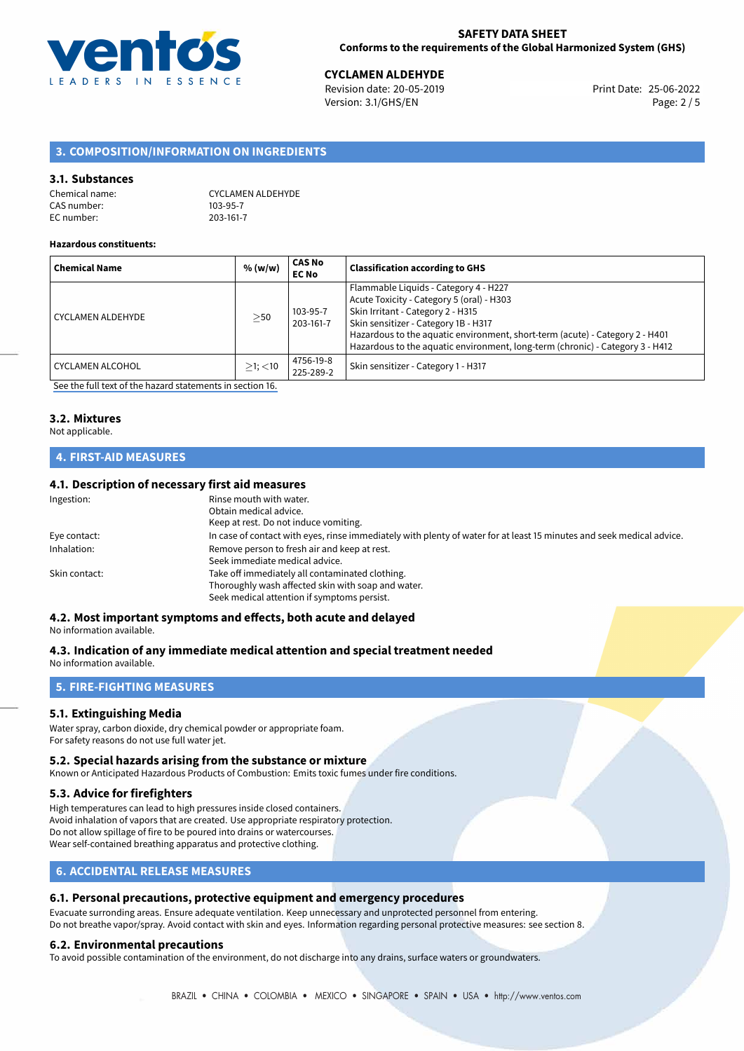## 3. COMPOSITION/INFORMATION ON INGREDIENTS

### 3.1. Substances

Chemical name: CYCLAMEN ALDEHYDE
CAS number: 103-95-7
EC number: 203-161-7

**Hazardous constituents:**

| Chemical Name | % (w/w) | CAS No EC No | Classification according to GHS |
|---|---|---|---|
| CYCLAMEN ALDEHYDE | $\geq$50 | 103-95-7 203-161-7 | Flammable Liquids - Category 4 - H227<br>Acute Toxicity - Category 5 (oral) - H303<br>Skin Irritant - Category 2 - H315<br>Skin sensitizer - Category 1B - H317<br>Hazardous to the aquatic environment, short-term (acute) - Category 2 - H401<br>Hazardous to the aquatic environment, long-term (chronic) - Category 3 - H412 |
| CYCLAMEN ALCOHOL | $\geq$1; $<$10 | 4756-19-8 225-289-2 | Skin sensitizer - Category 1 - H317 |

See the full text of the hazard statements in section 16.

### 3.2. Mixtures

Not applicable.

## 4. FIRST-AID MEASURES

### 4.1. Description of necessary first aid measures

Ingestion: Rinse mouth with water. Obtain medical advice. Keep at rest. Do not induce vomiting.

Eye contact: In case of contact with eyes, rinse immediately with plenty of water for at least 15 minutes and seek medical advice.

Inhalation: Remove person to fresh air and keep at rest. Seek immediate medical advice.

Skin contact: Take off immediately all contaminated clothing. Thoroughly wash affected skin with soap and water. Seek medical attention if symptoms persist.

### 4.2. Most important symptoms and effects, both acute and delayed

No information available.

### 4.3. Indication of any immediate medical attention and special treatment needed

No information available.

## 5. FIRE-FIGHTING MEASURES

### 5.1. Extinguishing Media

Water spray, carbon dioxide, dry chemical powder or appropriate foam.
For safety reasons do not use full water jet.

### 5.2. Special hazards arising from the substance or mixture

Known or Anticipated Hazardous Products of Combustion: Emits toxic fumes under fire conditions.

### 5.3. Advice for firefighters

High temperatures can lead to high pressures inside closed containers.
Avoid inhalation of vapors that are created. Use appropriate respiratory protection.
Do not allow spillage of fire to be poured into drains or watercourses.
Wear self-contained breathing apparatus and protective clothing.

## 6. ACCIDENTAL RELEASE MEASURES

### 6.1. Personal precautions, protective equipment and emergency procedures

Evacuate surrounding areas. Ensure adequate ventilation. Keep unnecessary and unprotected personnel from entering.
Do not breathe vapor/spray. Avoid contact with skin and eyes. Information regarding personal protective measures: see section 8.

### 6.2. Environmental precautions

To avoid possible contamination of the environment, do not discharge into any drains, surface waters or groundwaters.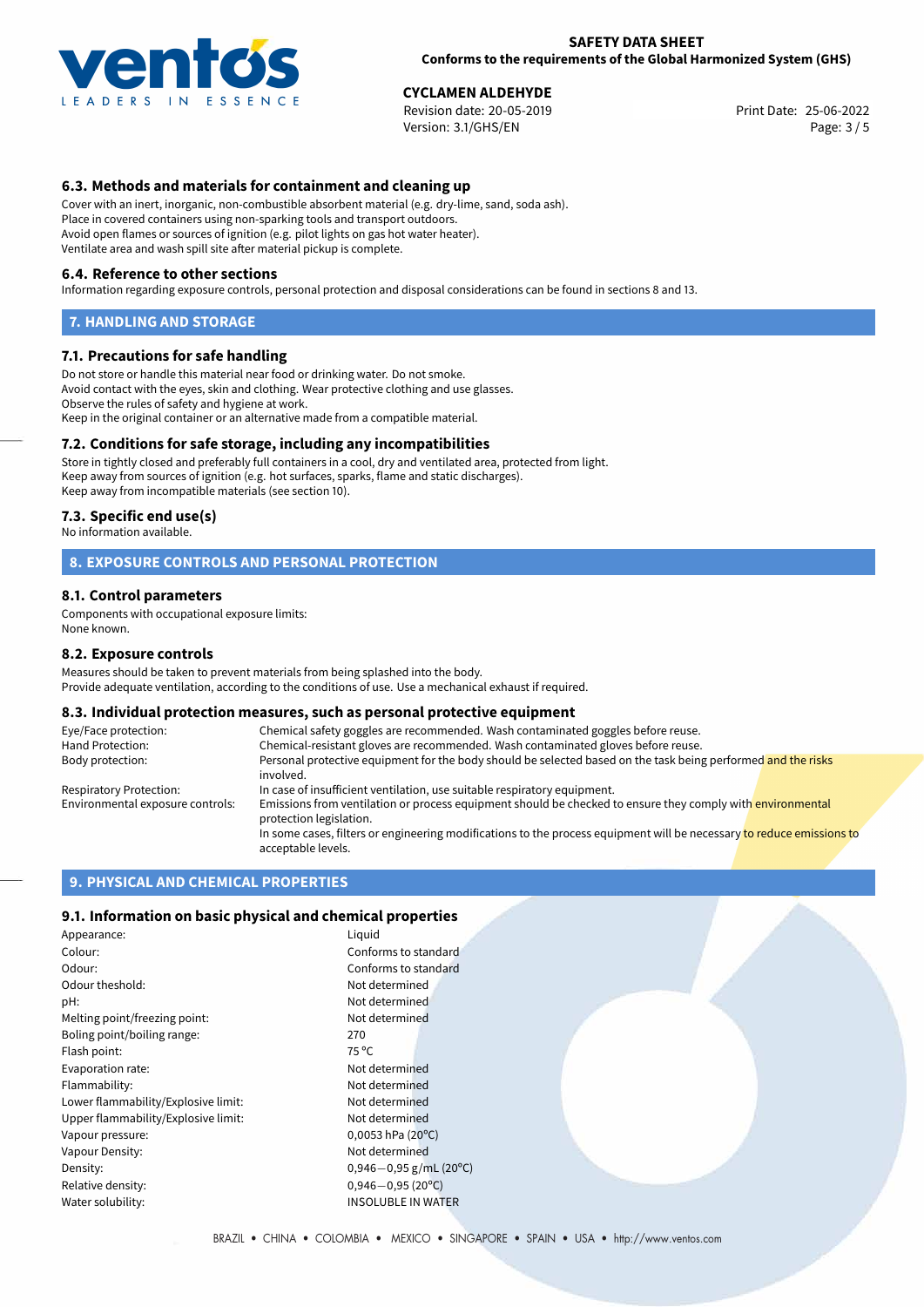### 6.3. Methods and materials for containment and cleaning up

Cover with an inert, inorganic, non-combustible absorbent material (e.g. dry-lime, sand, soda ash).
Place in covered containers using non-sparking tools and transport outdoors.
Avoid open flames or sources of ignition (e.g. pilot lights on gas hot water heater).
Ventilate area and wash spill site after material pickup is complete.

### 6.4. Reference to other sections

Information regarding exposure controls, personal protection and disposal considerations can be found in sections 8 and 13.

## 7. HANDLING AND STORAGE

### 7.1. Precautions for safe handling

Do not store or handle this material near food or drinking water. Do not smoke.
Avoid contact with the eyes, skin and clothing. Wear protective clothing and use glasses.
Observe the rules of safety and hygiene at work.
Keep in the original container or an alternative made from a compatible material.

### 7.2. Conditions for safe storage, including any incompatibilities

Store in tightly closed and preferably full containers in a cool, dry and ventilated area, protected from light.
Keep away from sources of ignition (e.g. hot surfaces, sparks, flame and static discharges).
Keep away from incompatible materials (see section 10).

### 7.3. Specific end use(s)

No information available.

## 8. EXPOSURE CONTROLS AND PERSONAL PROTECTION

### 8.1. Control parameters

Components with occupational exposure limits:
None known.

### 8.2. Exposure controls

Measures should be taken to prevent materials from being splashed into the body.
Provide adequate ventilation, according to the conditions of use. Use a mechanical exhaust if required.

### 8.3. Individual protection measures, such as personal protective equipment

| | |
|---|---|
| Eye/Face protection: | Chemical safety goggles are recommended. Wash contaminated goggles before reuse. |
| Hand Protection: | Chemical-resistant gloves are recommended. Wash contaminated gloves before reuse. |
| Body protection: | Personal protective equipment for the body should be selected based on the task being performed and the risks involved. |
| Respiratory Protection: | In case of insufficient ventilation, use suitable respiratory equipment. |
| Environmental exposure controls: | Emissions from ventilation or process equipment should be checked to ensure they comply with environmental protection legislation.<br>In some cases, filters or engineering modifications to the process equipment will be necessary to reduce emissions to acceptable levels. |

## 9. PHYSICAL AND CHEMICAL PROPERTIES

### 9.1. Information on basic physical and chemical properties

| | |
|---|---|
| Appearance: | Liquid |
| Colour: | Conforms to standard |
| Odour: | Conforms to standard |
| Odour theshold: | Not determined |
| pH: | Not determined |
| Melting point/freezing point: | Not determined |
| Boling point/boiling range: | 270 |
| Flash point: | 75 °C |
| Evaporation rate: | Not determined |
| Flammability: | Not determined |
| Lower flammability/Explosive limit: | Not determined |
| Upper flammability/Explosive limit: | Not determined |
| Vapour pressure: | 0,0053 hPa (20°C) |
| Vapour Density: | Not determined |
| Density: | 0,946−0,95 g/mL (20°C) |
| Relative density: | 0,946−0,95 (20°C) |
| Water solubility: | INSOLUBLE IN WATER |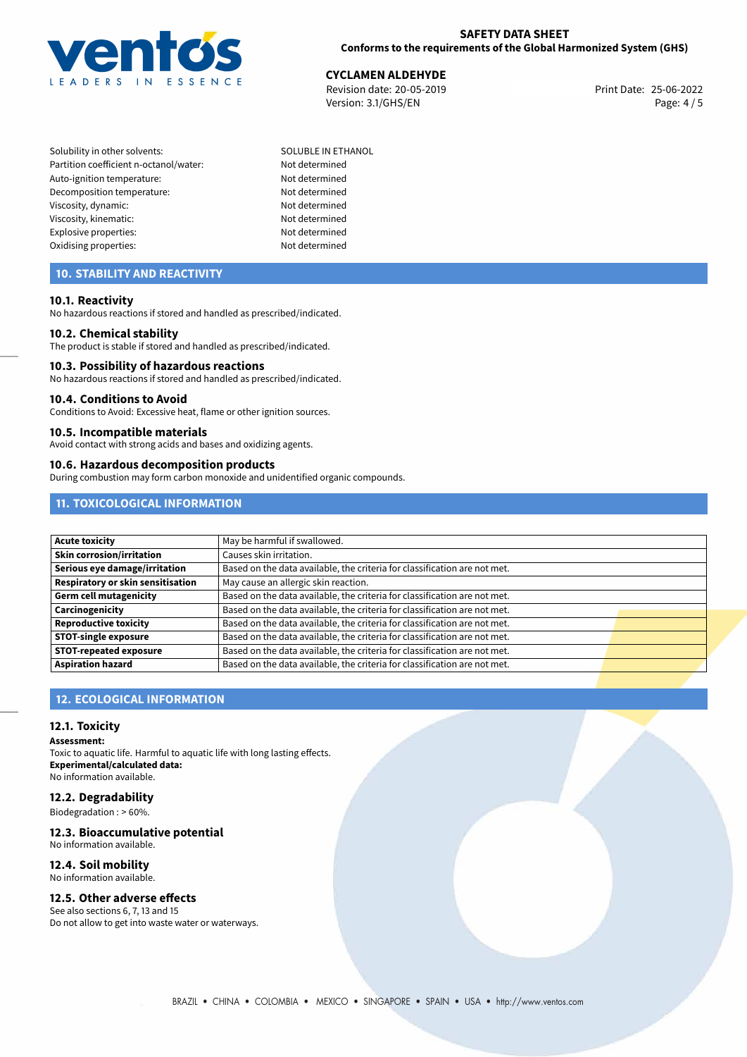| | |
|---|---|
| Solubility in other solvents: | SOLUBLE IN ETHANOL |
| Partition coefficient n-octanol/water: | Not determined |
| Auto-ignition temperature: | Not determined |
| Decomposition temperature: | Not determined |
| Viscosity, dynamic: | Not determined |
| Viscosity, kinematic: | Not determined |
| Explosive properties: | Not determined |
| Oxidising properties: | Not determined |

## 10. STABILITY AND REACTIVITY

### 10.1. Reactivity
No hazardous reactions if stored and handled as prescribed/indicated.

### 10.2. Chemical stability
The product is stable if stored and handled as prescribed/indicated.

### 10.3. Possibility of hazardous reactions
No hazardous reactions if stored and handled as prescribed/indicated.

### 10.4. Conditions to Avoid
Conditions to Avoid: Excessive heat, flame or other ignition sources.

### 10.5. Incompatible materials
Avoid contact with strong acids and bases and oxidizing agents.

### 10.6. Hazardous decomposition products
During combustion may form carbon monoxide and unidentified organic compounds.

## 11. TOXICOLOGICAL INFORMATION

| | |
|---|---|
| **Acute toxicity** | May be harmful if swallowed. |
| **Skin corrosion/irritation** | Causes skin irritation. |
| **Serious eye damage/irritation** | Based on the data available, the criteria for classification are not met. |
| **Respiratory or skin sensitisation** | May cause an allergic skin reaction. |
| **Germ cell mutagenicity** | Based on the data available, the criteria for classification are not met. |
| **Carcinogenicity** | Based on the data available, the criteria for classification are not met. |
| **Reproductive toxicity** | Based on the data available, the criteria for classification are not met. |
| **STOT-single exposure** | Based on the data available, the criteria for classification are not met. |
| **STOT-repeated exposure** | Based on the data available, the criteria for classification are not met. |
| **Aspiration hazard** | Based on the data available, the criteria for classification are not met. |

## 12. ECOLOGICAL INFORMATION

### 12.1. Toxicity
**Assessment:**
Toxic to aquatic life. Harmful to aquatic life with long lasting effects.
**Experimental/calculated data:**
No information available.

### 12.2. Degradability
Biodegradation : > 60%.

### 12.3. Bioaccumulative potential
No information available.

### 12.4. Soil mobility
No information available.

### 12.5. Other adverse effects
See also sections 6, 7, 13 and 15
Do not allow to get into waste water or waterways.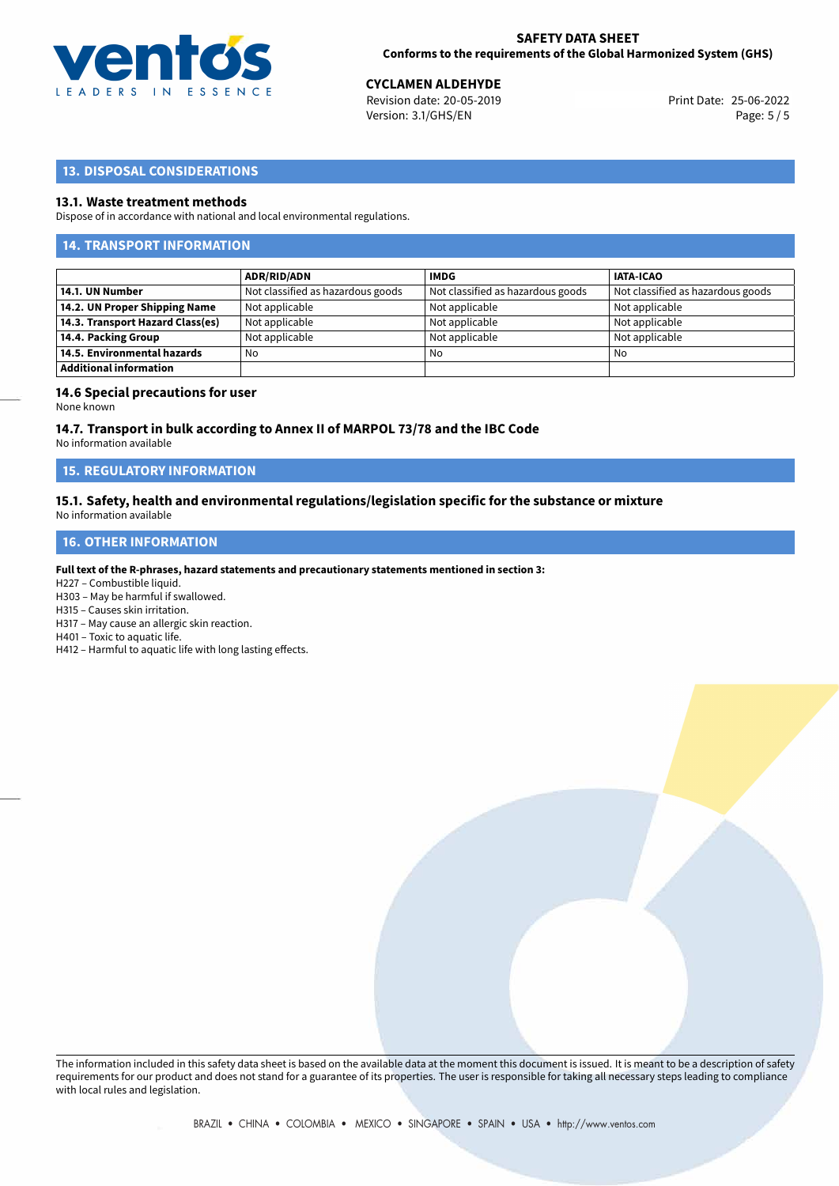## 13. DISPOSAL CONSIDERATIONS

### 13.1. Waste treatment methods

Dispose of in accordance with national and local environmental regulations.

## 14. TRANSPORT INFORMATION

| | ADR/RID/ADN | IMDG | IATA-ICAO |
|---|---|---|---|
| **14.1. UN Number** | Not classified as hazardous goods | Not classified as hazardous goods | Not classified as hazardous goods |
| **14.2. UN Proper Shipping Name** | Not applicable | Not applicable | Not applicable |
| **14.3. Transport Hazard Class(es)** | Not applicable | Not applicable | Not applicable |
| **14.4. Packing Group** | Not applicable | Not applicable | Not applicable |
| **14.5. Environmental hazards** | No | No | No |
| **Additional information** | | | |

### 14.6 Special precautions for user

None known

### 14.7. Transport in bulk according to Annex II of MARPOL 73/78 and the IBC Code

No information available

## 15. REGULATORY INFORMATION

### 15.1. Safety, health and environmental regulations/legislation specific for the substance or mixture

No information available

## 16. OTHER INFORMATION

**Full text of the R-phrases, hazard statements and precautionary statements mentioned in section 3:**

H227 – Combustible liquid.
H303 – May be harmful if swallowed.
H315 – Causes skin irritation.
H317 – May cause an allergic skin reaction.
H401 – Toxic to aquatic life.
H412 – Harmful to aquatic life with long lasting effects.

The information included in this safety data sheet is based on the available data at the moment this document is issued. It is meant to be a description of safety requirements for our product and does not stand for a guarantee of its properties. The user is responsible for taking all necessary steps leading to compliance with local rules and legislation.